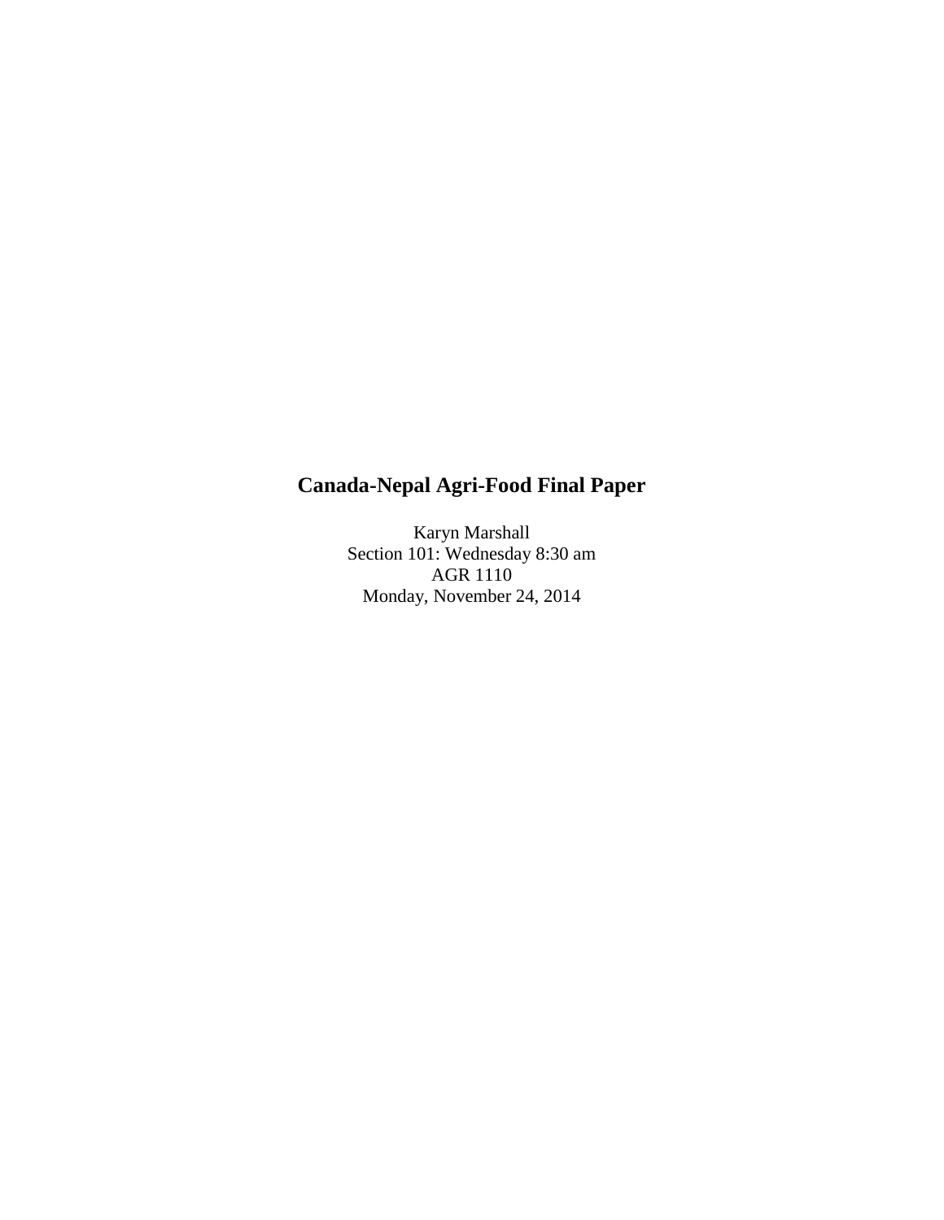# Canada-Nepal Agri-Food Final Paper

Karyn Marshall
Section 101: Wednesday 8:30 am
AGR 1110
Monday, November 24, 2014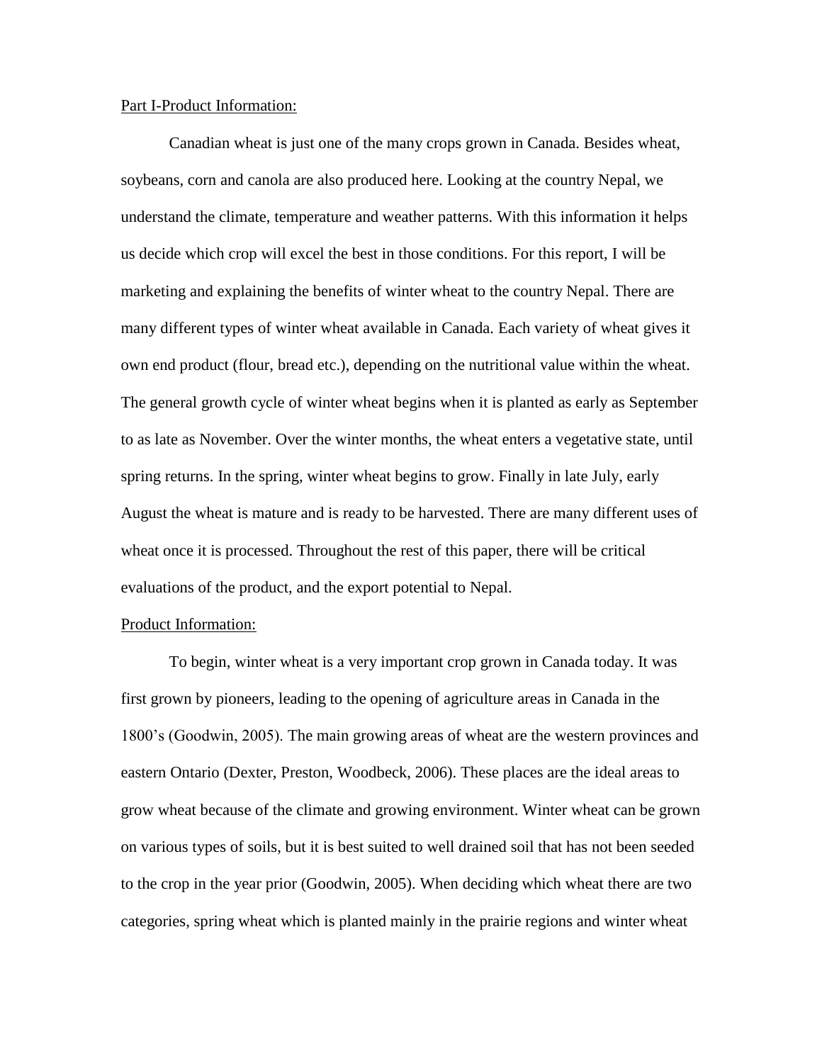Part I-Product Information:

Canadian wheat is just one of the many crops grown in Canada. Besides wheat, soybeans, corn and canola are also produced here. Looking at the country Nepal, we understand the climate, temperature and weather patterns. With this information it helps us decide which crop will excel the best in those conditions. For this report, I will be marketing and explaining the benefits of winter wheat to the country Nepal. There are many different types of winter wheat available in Canada. Each variety of wheat gives it own end product (flour, bread etc.), depending on the nutritional value within the wheat. The general growth cycle of winter wheat begins when it is planted as early as September to as late as November. Over the winter months, the wheat enters a vegetative state, until spring returns. In the spring, winter wheat begins to grow. Finally in late July, early August the wheat is mature and is ready to be harvested. There are many different uses of wheat once it is processed. Throughout the rest of this paper, there will be critical evaluations of the product, and the export potential to Nepal.

Product Information:

To begin, winter wheat is a very important crop grown in Canada today. It was first grown by pioneers, leading to the opening of agriculture areas in Canada in the 1800's (Goodwin, 2005). The main growing areas of wheat are the western provinces and eastern Ontario (Dexter, Preston, Woodbeck, 2006). These places are the ideal areas to grow wheat because of the climate and growing environment. Winter wheat can be grown on various types of soils, but it is best suited to well drained soil that has not been seeded to the crop in the year prior (Goodwin, 2005). When deciding which wheat there are two categories, spring wheat which is planted mainly in the prairie regions and winter wheat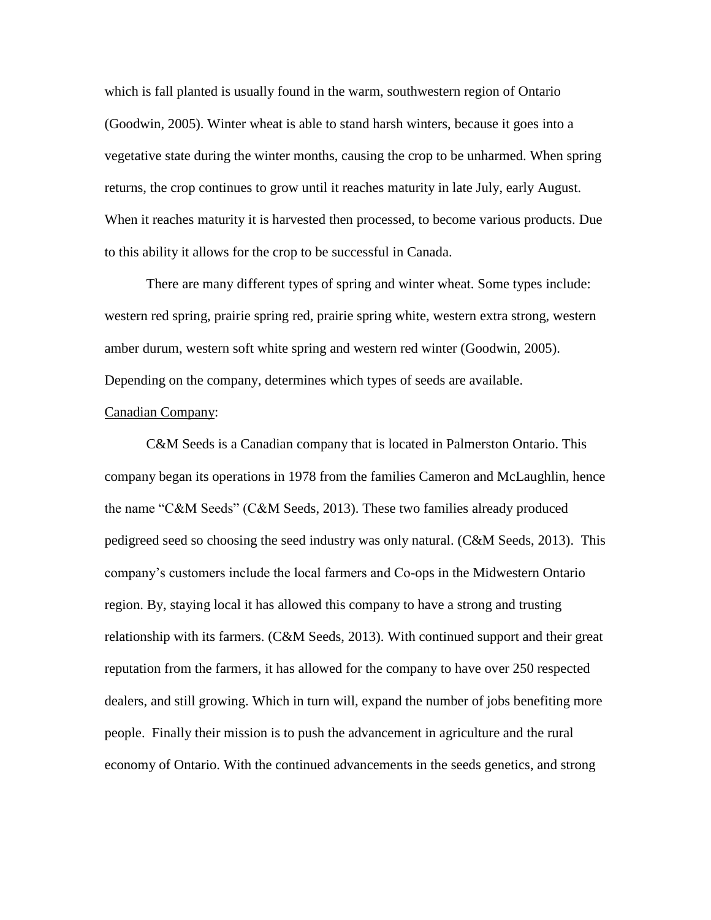which is fall planted is usually found in the warm, southwestern region of Ontario (Goodwin, 2005). Winter wheat is able to stand harsh winters, because it goes into a vegetative state during the winter months, causing the crop to be unharmed. When spring returns, the crop continues to grow until it reaches maturity in late July, early August. When it reaches maturity it is harvested then processed, to become various products. Due to this ability it allows for the crop to be successful in Canada.

There are many different types of spring and winter wheat. Some types include: western red spring, prairie spring red, prairie spring white, western extra strong, western amber durum, western soft white spring and western red winter (Goodwin, 2005). Depending on the company, determines which types of seeds are available.

<u>Canadian Company</u>:

C&M Seeds is a Canadian company that is located in Palmerston Ontario. This company began its operations in 1978 from the families Cameron and McLaughlin, hence the name "C&M Seeds" (C&M Seeds, 2013). These two families already produced pedigreed seed so choosing the seed industry was only natural. (C&M Seeds, 2013). This company's customers include the local farmers and Co-ops in the Midwestern Ontario region. By, staying local it has allowed this company to have a strong and trusting relationship with its farmers. (C&M Seeds, 2013). With continued support and their great reputation from the farmers, it has allowed for the company to have over 250 respected dealers, and still growing. Which in turn will, expand the number of jobs benefiting more people. Finally their mission is to push the advancement in agriculture and the rural economy of Ontario. With the continued advancements in the seeds genetics, and strong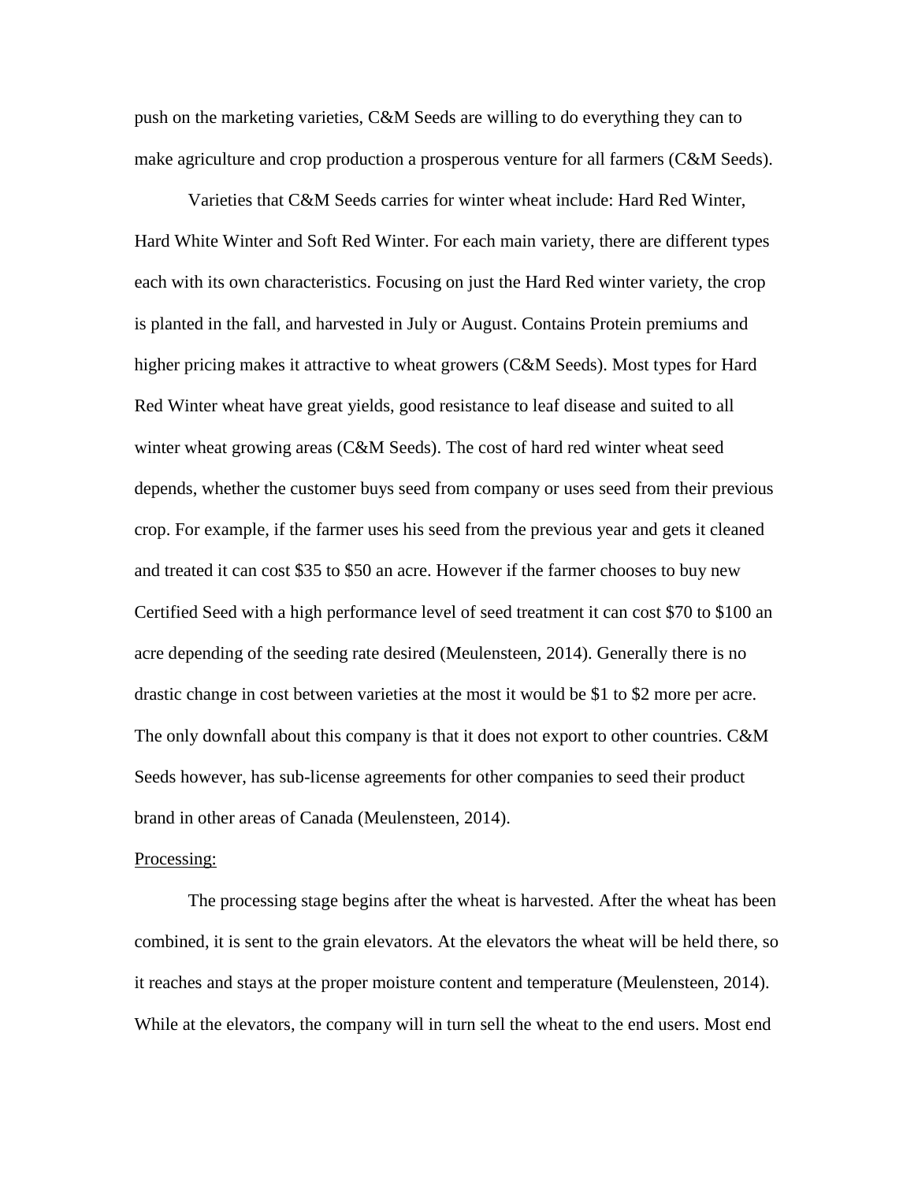push on the marketing varieties, C&M Seeds are willing to do everything they can to make agriculture and crop production a prosperous venture for all farmers (C&M Seeds).

Varieties that C&M Seeds carries for winter wheat include: Hard Red Winter, Hard White Winter and Soft Red Winter. For each main variety, there are different types each with its own characteristics. Focusing on just the Hard Red winter variety, the crop is planted in the fall, and harvested in July or August. Contains Protein premiums and higher pricing makes it attractive to wheat growers (C&M Seeds). Most types for Hard Red Winter wheat have great yields, good resistance to leaf disease and suited to all winter wheat growing areas (C&M Seeds). The cost of hard red winter wheat seed depends, whether the customer buys seed from company or uses seed from their previous crop. For example, if the farmer uses his seed from the previous year and gets it cleaned and treated it can cost $35 to $50 an acre. However if the farmer chooses to buy new Certified Seed with a high performance level of seed treatment it can cost $70 to $100 an acre depending of the seeding rate desired (Meulensteen, 2014). Generally there is no drastic change in cost between varieties at the most it would be $1 to $2 more per acre. The only downfall about this company is that it does not export to other countries. C&M Seeds however, has sub-license agreements for other companies to seed their product brand in other areas of Canada (Meulensteen, 2014).

<u>Processing:</u>

The processing stage begins after the wheat is harvested. After the wheat has been combined, it is sent to the grain elevators. At the elevators the wheat will be held there, so it reaches and stays at the proper moisture content and temperature (Meulensteen, 2014). While at the elevators, the company will in turn sell the wheat to the end users. Most end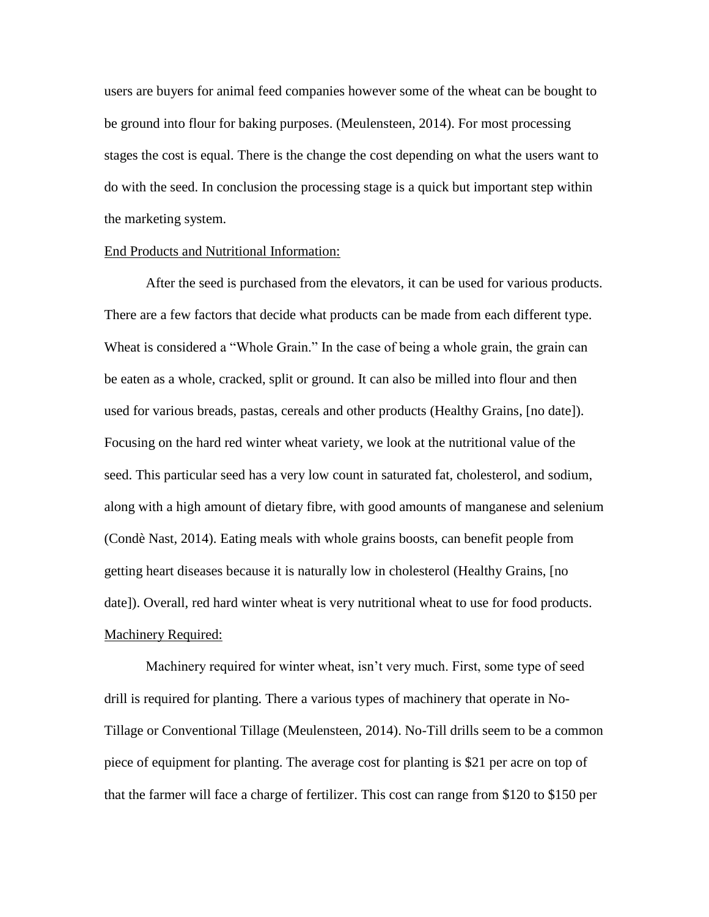users are buyers for animal feed companies however some of the wheat can be bought to be ground into flour for baking purposes. (Meulensteen, 2014). For most processing stages the cost is equal. There is the change the cost depending on what the users want to do with the seed. In conclusion the processing stage is a quick but important step within the marketing system.

<u>End Products and Nutritional Information:</u>

After the seed is purchased from the elevators, it can be used for various products. There are a few factors that decide what products can be made from each different type. Wheat is considered a "Whole Grain." In the case of being a whole grain, the grain can be eaten as a whole, cracked, split or ground. It can also be milled into flour and then used for various breads, pastas, cereals and other products (Healthy Grains, [no date]). Focusing on the hard red winter wheat variety, we look at the nutritional value of the seed. This particular seed has a very low count in saturated fat, cholesterol, and sodium, along with a high amount of dietary fibre, with good amounts of manganese and selenium (Condè Nast, 2014). Eating meals with whole grains boosts, can benefit people from getting heart diseases because it is naturally low in cholesterol (Healthy Grains, [no date]). Overall, red hard winter wheat is very nutritional wheat to use for food products.

<u>Machinery Required:</u>

Machinery required for winter wheat, isn't very much. First, some type of seed drill is required for planting. There a various types of machinery that operate in No-Tillage or Conventional Tillage (Meulensteen, 2014). No-Till drills seem to be a common piece of equipment for planting. The average cost for planting is $21 per acre on top of that the farmer will face a charge of fertilizer. This cost can range from $120 to $150 per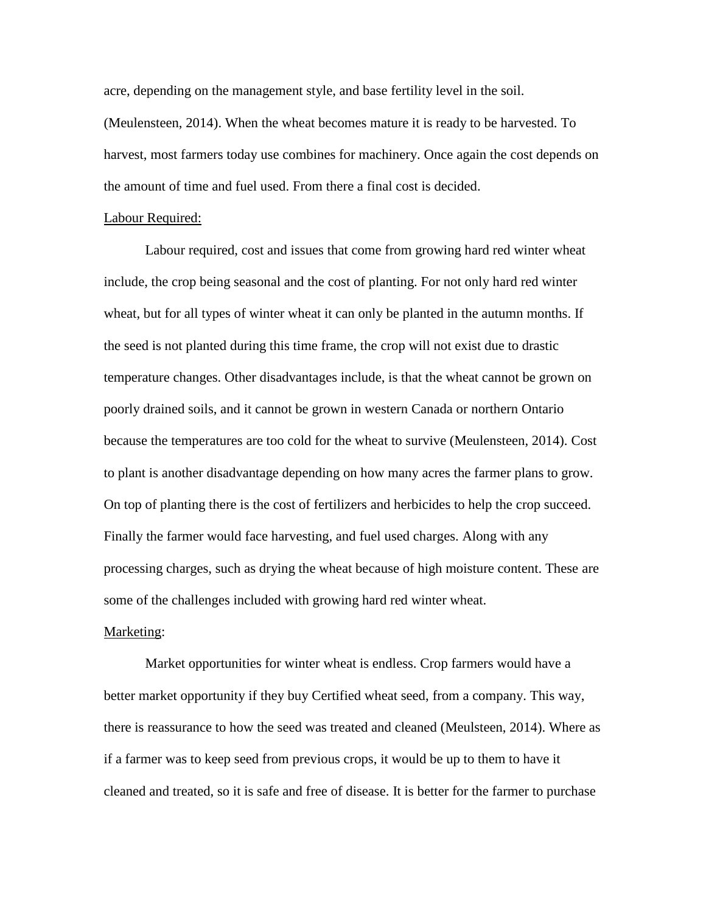acre, depending on the management style, and base fertility level in the soil. (Meulensteen, 2014). When the wheat becomes mature it is ready to be harvested. To harvest, most farmers today use combines for machinery. Once again the cost depends on the amount of time and fuel used. From there a final cost is decided.

<u>Labour Required:</u>

Labour required, cost and issues that come from growing hard red winter wheat include, the crop being seasonal and the cost of planting. For not only hard red winter wheat, but for all types of winter wheat it can only be planted in the autumn months. If the seed is not planted during this time frame, the crop will not exist due to drastic temperature changes. Other disadvantages include, is that the wheat cannot be grown on poorly drained soils, and it cannot be grown in western Canada or northern Ontario because the temperatures are too cold for the wheat to survive (Meulensteen, 2014). Cost to plant is another disadvantage depending on how many acres the farmer plans to grow. On top of planting there is the cost of fertilizers and herbicides to help the crop succeed. Finally the farmer would face harvesting, and fuel used charges. Along with any processing charges, such as drying the wheat because of high moisture content. These are some of the challenges included with growing hard red winter wheat.

<u>Marketing</u>:

Market opportunities for winter wheat is endless. Crop farmers would have a better market opportunity if they buy Certified wheat seed, from a company. This way, there is reassurance to how the seed was treated and cleaned (Meulsteen, 2014). Where as if a farmer was to keep seed from previous crops, it would be up to them to have it cleaned and treated, so it is safe and free of disease. It is better for the farmer to purchase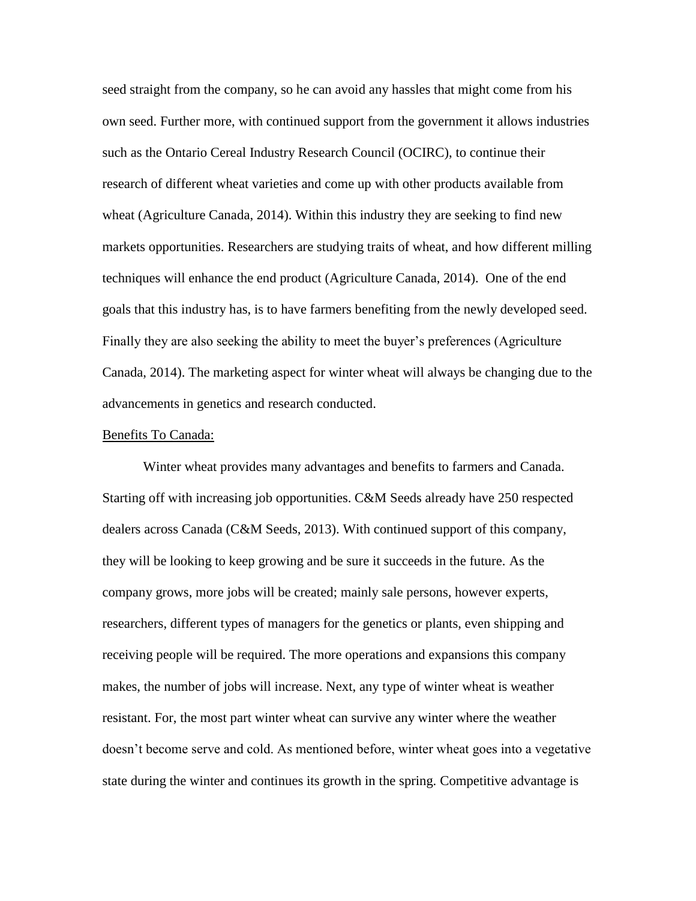seed straight from the company, so he can avoid any hassles that might come from his own seed. Further more, with continued support from the government it allows industries such as the Ontario Cereal Industry Research Council (OCIRC), to continue their research of different wheat varieties and come up with other products available from wheat (Agriculture Canada, 2014). Within this industry they are seeking to find new markets opportunities. Researchers are studying traits of wheat, and how different milling techniques will enhance the end product (Agriculture Canada, 2014). One of the end goals that this industry has, is to have farmers benefiting from the newly developed seed. Finally they are also seeking the ability to meet the buyer's preferences (Agriculture Canada, 2014). The marketing aspect for winter wheat will always be changing due to the advancements in genetics and research conducted.

<u>Benefits To Canada:</u>

Winter wheat provides many advantages and benefits to farmers and Canada. Starting off with increasing job opportunities. C&M Seeds already have 250 respected dealers across Canada (C&M Seeds, 2013). With continued support of this company, they will be looking to keep growing and be sure it succeeds in the future. As the company grows, more jobs will be created; mainly sale persons, however experts, researchers, different types of managers for the genetics or plants, even shipping and receiving people will be required. The more operations and expansions this company makes, the number of jobs will increase. Next, any type of winter wheat is weather resistant. For, the most part winter wheat can survive any winter where the weather doesn't become serve and cold. As mentioned before, winter wheat goes into a vegetative state during the winter and continues its growth in the spring. Competitive advantage is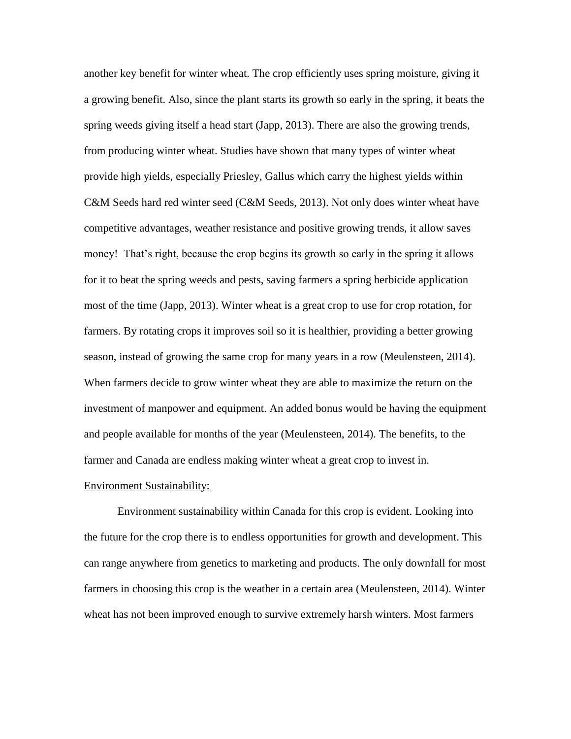another key benefit for winter wheat. The crop efficiently uses spring moisture, giving it a growing benefit. Also, since the plant starts its growth so early in the spring, it beats the spring weeds giving itself a head start (Japp, 2013). There are also the growing trends, from producing winter wheat. Studies have shown that many types of winter wheat provide high yields, especially Priesley, Gallus which carry the highest yields within C&M Seeds hard red winter seed (C&M Seeds, 2013). Not only does winter wheat have competitive advantages, weather resistance and positive growing trends, it allow saves money! That's right, because the crop begins its growth so early in the spring it allows for it to beat the spring weeds and pests, saving farmers a spring herbicide application most of the time (Japp, 2013). Winter wheat is a great crop to use for crop rotation, for farmers. By rotating crops it improves soil so it is healthier, providing a better growing season, instead of growing the same crop for many years in a row (Meulensteen, 2014). When farmers decide to grow winter wheat they are able to maximize the return on the investment of manpower and equipment. An added bonus would be having the equipment and people available for months of the year (Meulensteen, 2014). The benefits, to the farmer and Canada are endless making winter wheat a great crop to invest in.

<u>Environment Sustainability:</u>

Environment sustainability within Canada for this crop is evident. Looking into the future for the crop there is to endless opportunities for growth and development. This can range anywhere from genetics to marketing and products. The only downfall for most farmers in choosing this crop is the weather in a certain area (Meulensteen, 2014). Winter wheat has not been improved enough to survive extremely harsh winters. Most farmers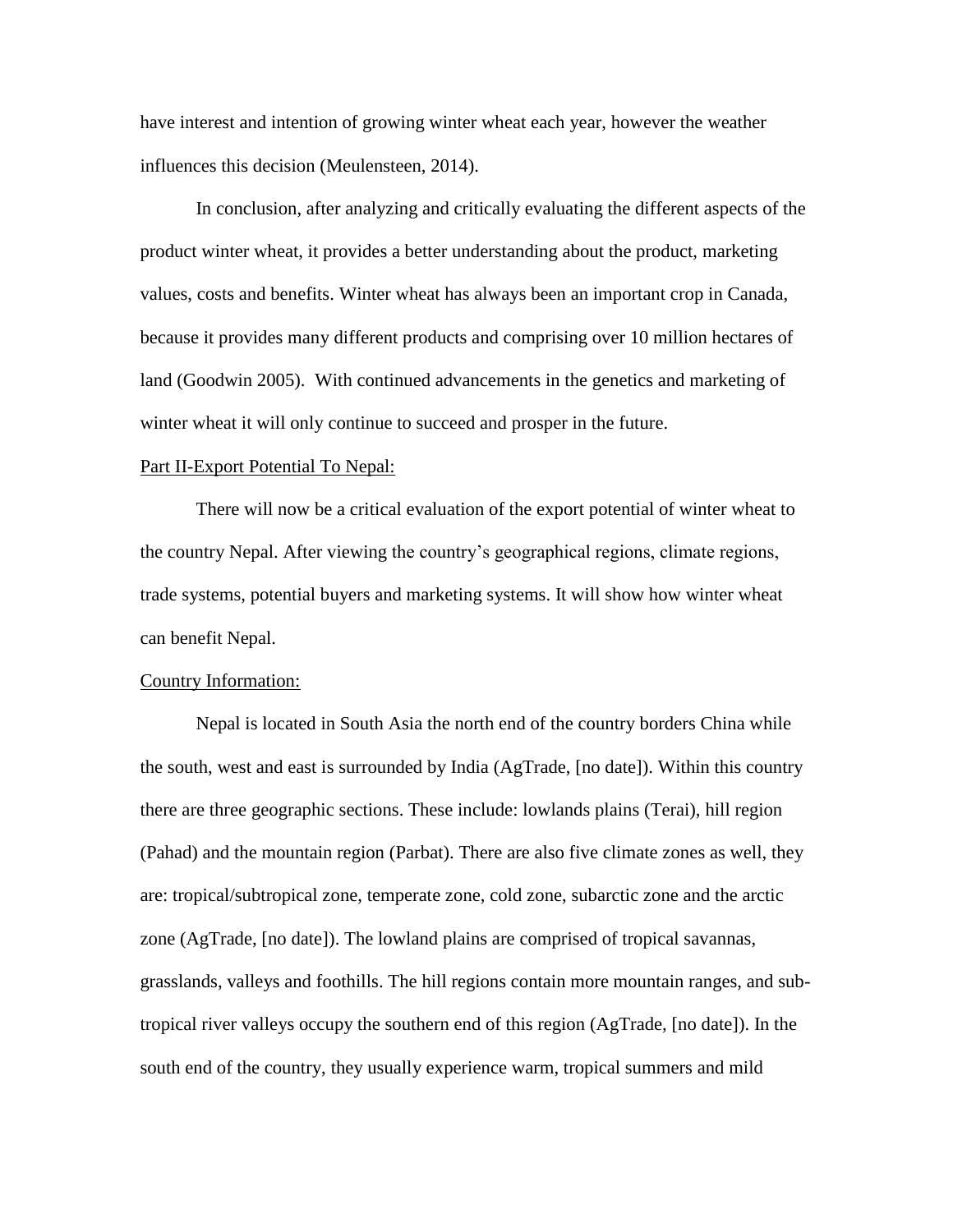have interest and intention of growing winter wheat each year, however the weather influences this decision (Meulensteen, 2014).

In conclusion, after analyzing and critically evaluating the different aspects of the product winter wheat, it provides a better understanding about the product, marketing values, costs and benefits. Winter wheat has always been an important crop in Canada, because it provides many different products and comprising over 10 million hectares of land (Goodwin 2005). With continued advancements in the genetics and marketing of winter wheat it will only continue to succeed and prosper in the future.

Part II-Export Potential To Nepal:

There will now be a critical evaluation of the export potential of winter wheat to the country Nepal. After viewing the country's geographical regions, climate regions, trade systems, potential buyers and marketing systems. It will show how winter wheat can benefit Nepal.

Country Information:

Nepal is located in South Asia the north end of the country borders China while the south, west and east is surrounded by India (AgTrade, [no date]). Within this country there are three geographic sections. These include: lowlands plains (Terai), hill region (Pahad) and the mountain region (Parbat). There are also five climate zones as well, they are: tropical/subtropical zone, temperate zone, cold zone, subarctic zone and the arctic zone (AgTrade, [no date]). The lowland plains are comprised of tropical savannas, grasslands, valleys and foothills. The hill regions contain more mountain ranges, and sub-tropical river valleys occupy the southern end of this region (AgTrade, [no date]). In the south end of the country, they usually experience warm, tropical summers and mild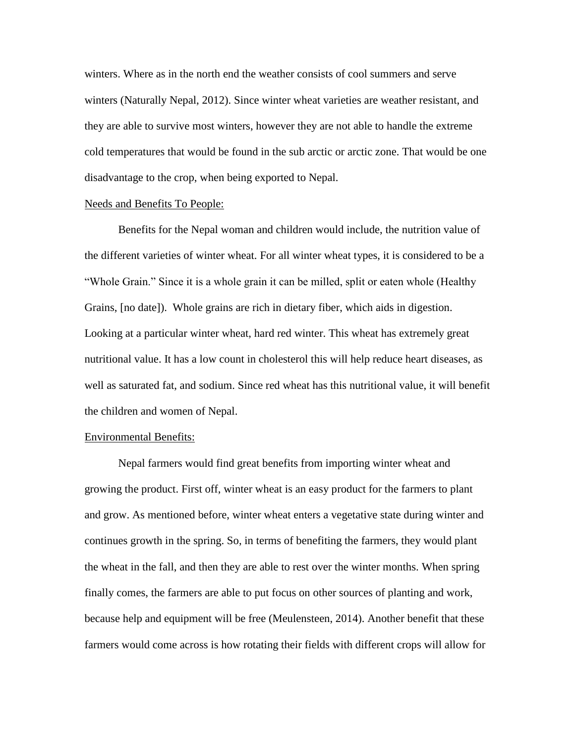winters. Where as in the north end the weather consists of cool summers and serve winters (Naturally Nepal, 2012). Since winter wheat varieties are weather resistant, and they are able to survive most winters, however they are not able to handle the extreme cold temperatures that would be found in the sub arctic or arctic zone. That would be one disadvantage to the crop, when being exported to Nepal.

<u>Needs and Benefits To People:</u>

Benefits for the Nepal woman and children would include, the nutrition value of the different varieties of winter wheat. For all winter wheat types, it is considered to be a "Whole Grain." Since it is a whole grain it can be milled, split or eaten whole (Healthy Grains, [no date]). Whole grains are rich in dietary fiber, which aids in digestion. Looking at a particular winter wheat, hard red winter. This wheat has extremely great nutritional value. It has a low count in cholesterol this will help reduce heart diseases, as well as saturated fat, and sodium. Since red wheat has this nutritional value, it will benefit the children and women of Nepal.

<u>Environmental Benefits:</u>

Nepal farmers would find great benefits from importing winter wheat and growing the product. First off, winter wheat is an easy product for the farmers to plant and grow. As mentioned before, winter wheat enters a vegetative state during winter and continues growth in the spring. So, in terms of benefiting the farmers, they would plant the wheat in the fall, and then they are able to rest over the winter months. When spring finally comes, the farmers are able to put focus on other sources of planting and work, because help and equipment will be free (Meulensteen, 2014). Another benefit that these farmers would come across is how rotating their fields with different crops will allow for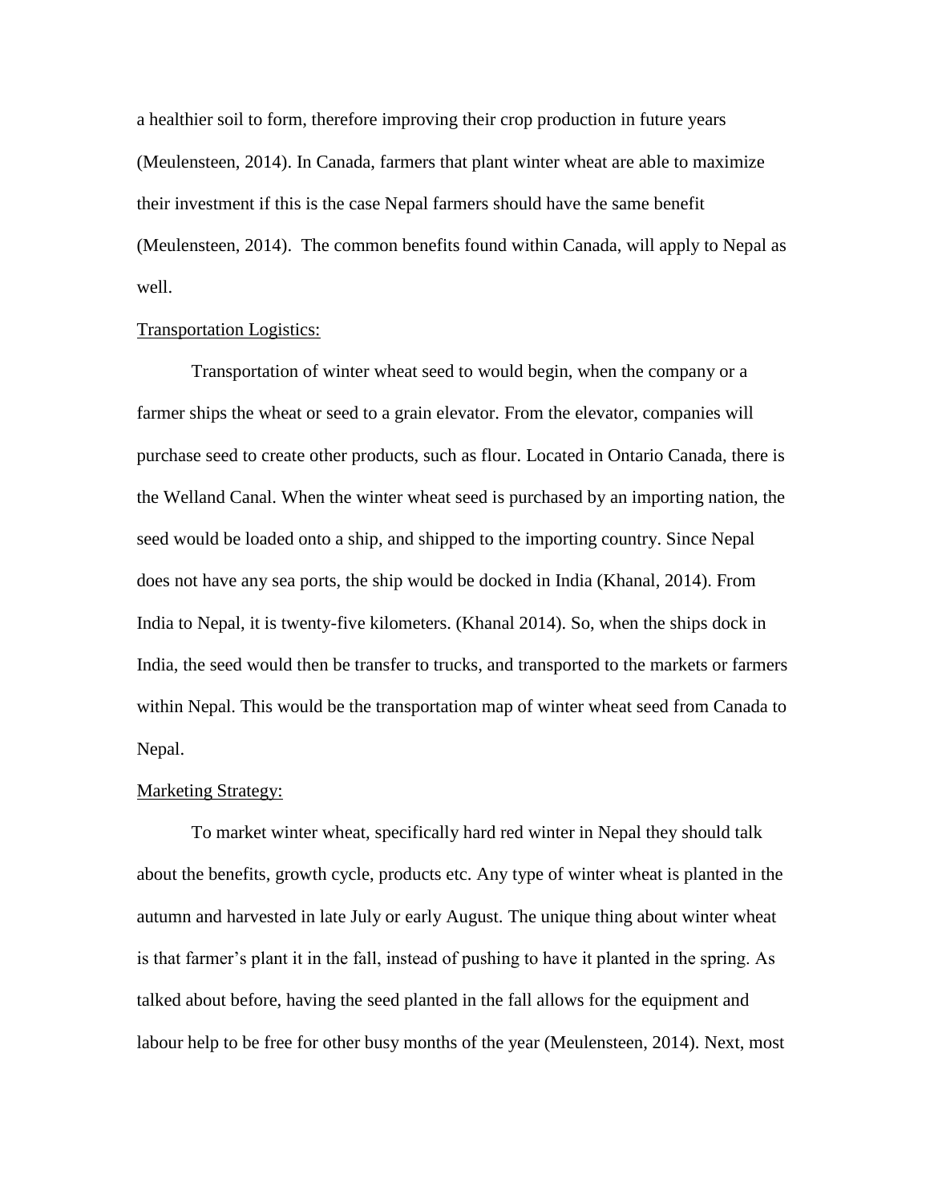a healthier soil to form, therefore improving their crop production in future years (Meulensteen, 2014). In Canada, farmers that plant winter wheat are able to maximize their investment if this is the case Nepal farmers should have the same benefit (Meulensteen, 2014). The common benefits found within Canada, will apply to Nepal as well.

<u>Transportation Logistics:</u>

Transportation of winter wheat seed to would begin, when the company or a farmer ships the wheat or seed to a grain elevator. From the elevator, companies will purchase seed to create other products, such as flour. Located in Ontario Canada, there is the Welland Canal. When the winter wheat seed is purchased by an importing nation, the seed would be loaded onto a ship, and shipped to the importing country. Since Nepal does not have any sea ports, the ship would be docked in India (Khanal, 2014). From India to Nepal, it is twenty-five kilometers. (Khanal 2014). So, when the ships dock in India, the seed would then be transfer to trucks, and transported to the markets or farmers within Nepal. This would be the transportation map of winter wheat seed from Canada to Nepal.

<u>Marketing Strategy:</u>

To market winter wheat, specifically hard red winter in Nepal they should talk about the benefits, growth cycle, products etc. Any type of winter wheat is planted in the autumn and harvested in late July or early August. The unique thing about winter wheat is that farmer's plant it in the fall, instead of pushing to have it planted in the spring. As talked about before, having the seed planted in the fall allows for the equipment and labour help to be free for other busy months of the year (Meulensteen, 2014). Next, most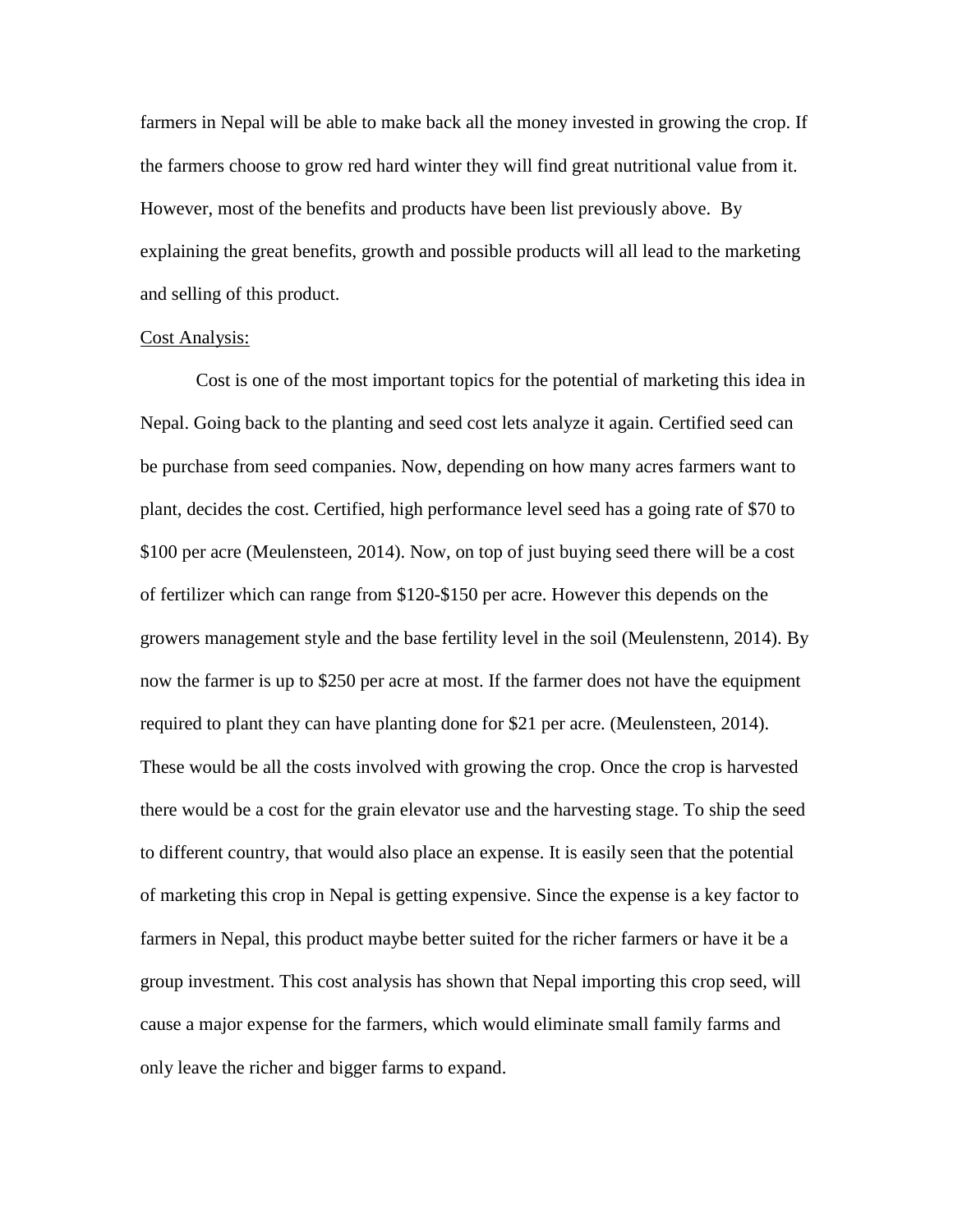farmers in Nepal will be able to make back all the money invested in growing the crop. If the farmers choose to grow red hard winter they will find great nutritional value from it. However, most of the benefits and products have been list previously above. By explaining the great benefits, growth and possible products will all lead to the marketing and selling of this product.

<u>Cost Analysis:</u>

Cost is one of the most important topics for the potential of marketing this idea in Nepal. Going back to the planting and seed cost lets analyze it again. Certified seed can be purchase from seed companies. Now, depending on how many acres farmers want to plant, decides the cost. Certified, high performance level seed has a going rate of $70 to $100 per acre (Meulensteen, 2014). Now, on top of just buying seed there will be a cost of fertilizer which can range from $120-$150 per acre. However this depends on the growers management style and the base fertility level in the soil (Meulenstenn, 2014). By now the farmer is up to $250 per acre at most. If the farmer does not have the equipment required to plant they can have planting done for $21 per acre. (Meulensteen, 2014). These would be all the costs involved with growing the crop. Once the crop is harvested there would be a cost for the grain elevator use and the harvesting stage. To ship the seed to different country, that would also place an expense. It is easily seen that the potential of marketing this crop in Nepal is getting expensive. Since the expense is a key factor to farmers in Nepal, this product maybe better suited for the richer farmers or have it be a group investment. This cost analysis has shown that Nepal importing this crop seed, will cause a major expense for the farmers, which would eliminate small family farms and only leave the richer and bigger farms to expand.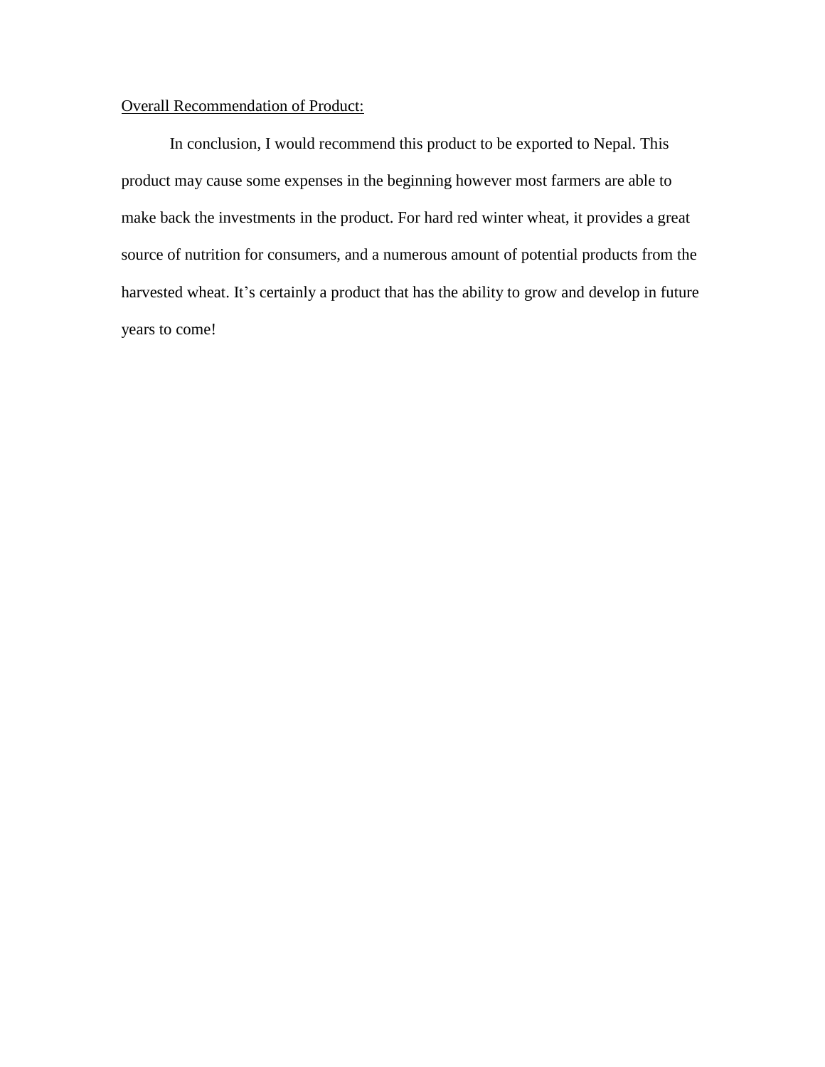<u>Overall Recommendation of Product:</u>

In conclusion, I would recommend this product to be exported to Nepal. This product may cause some expenses in the beginning however most farmers are able to make back the investments in the product. For hard red winter wheat, it provides a great source of nutrition for consumers, and a numerous amount of potential products from the harvested wheat. It's certainly a product that has the ability to grow and develop in future years to come!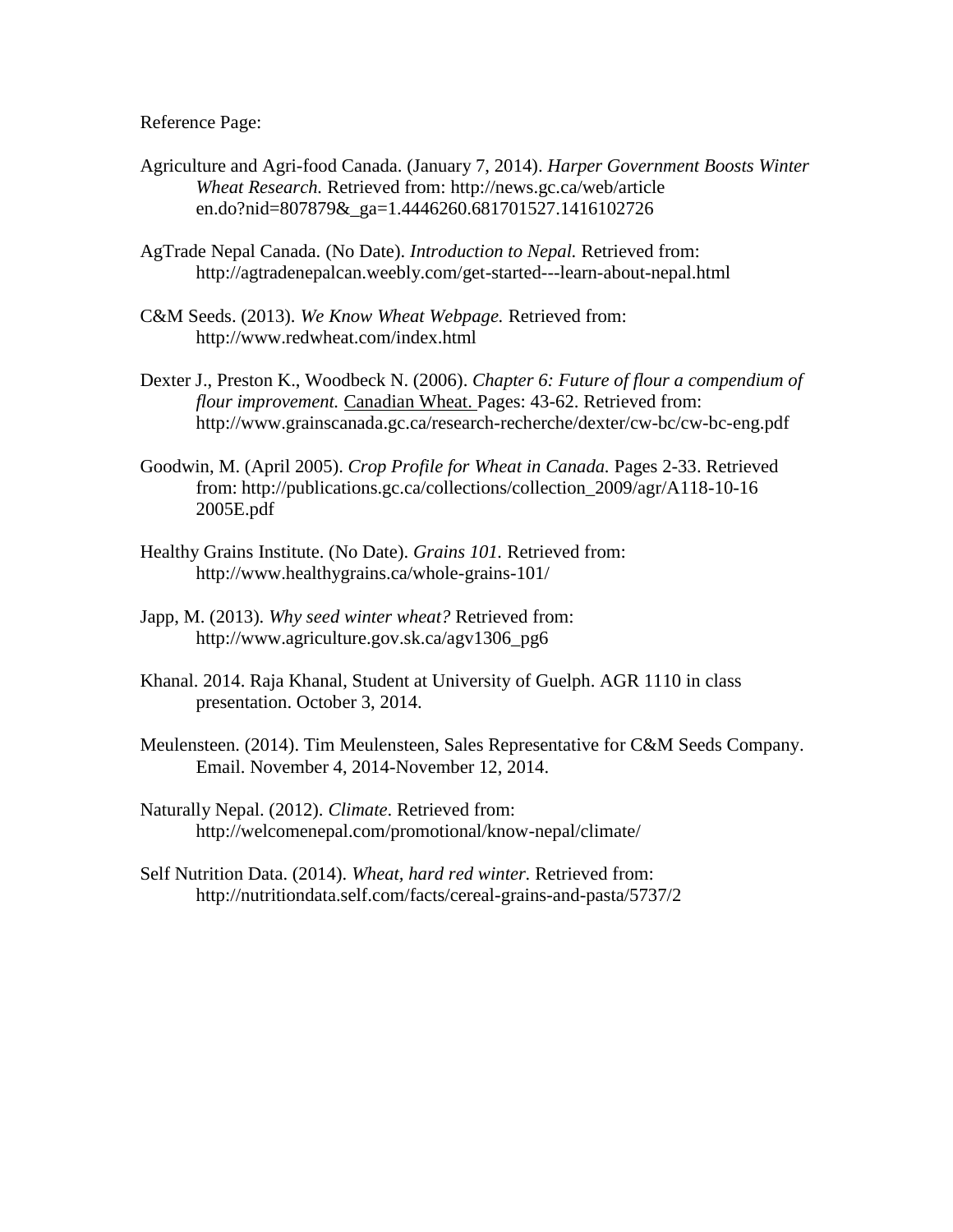Reference Page:

Agriculture and Agri-food Canada. (January 7, 2014). *Harper Government Boosts Winter Wheat Research.* Retrieved from: http://news.gc.ca/web/article en.do?nid=807879&_ga=1.4446260.681701527.1416102726

AgTrade Nepal Canada. (No Date). *Introduction to Nepal.* Retrieved from: http://agtradenepalcan.weebly.com/get-started---learn-about-nepal.html

C&M Seeds. (2013). *We Know Wheat Webpage.* Retrieved from: http://www.redwheat.com/index.html

Dexter J., Preston K., Woodbeck N. (2006). *Chapter 6: Future of flour a compendium of flour improvement.* Canadian Wheat. Pages: 43-62. Retrieved from: http://www.grainscanada.gc.ca/research-recherche/dexter/cw-bc/cw-bc-eng.pdf

Goodwin, M. (April 2005). *Crop Profile for Wheat in Canada.* Pages 2-33. Retrieved from: http://publications.gc.ca/collections/collection_2009/agr/A118-10-16 2005E.pdf

Healthy Grains Institute. (No Date). *Grains 101.* Retrieved from: http://www.healthygrains.ca/whole-grains-101/

Japp, M. (2013). *Why seed winter wheat?* Retrieved from: http://www.agriculture.gov.sk.ca/agv1306_pg6

Khanal. 2014. Raja Khanal, Student at University of Guelph. AGR 1110 in class presentation. October 3, 2014.

Meulensteen. (2014). Tim Meulensteen, Sales Representative for C&M Seeds Company. Email. November 4, 2014-November 12, 2014.

Naturally Nepal. (2012). *Climate*. Retrieved from: http://welcomenepal.com/promotional/know-nepal/climate/

Self Nutrition Data. (2014). *Wheat, hard red winter.* Retrieved from: http://nutritiondata.self.com/facts/cereal-grains-and-pasta/5737/2